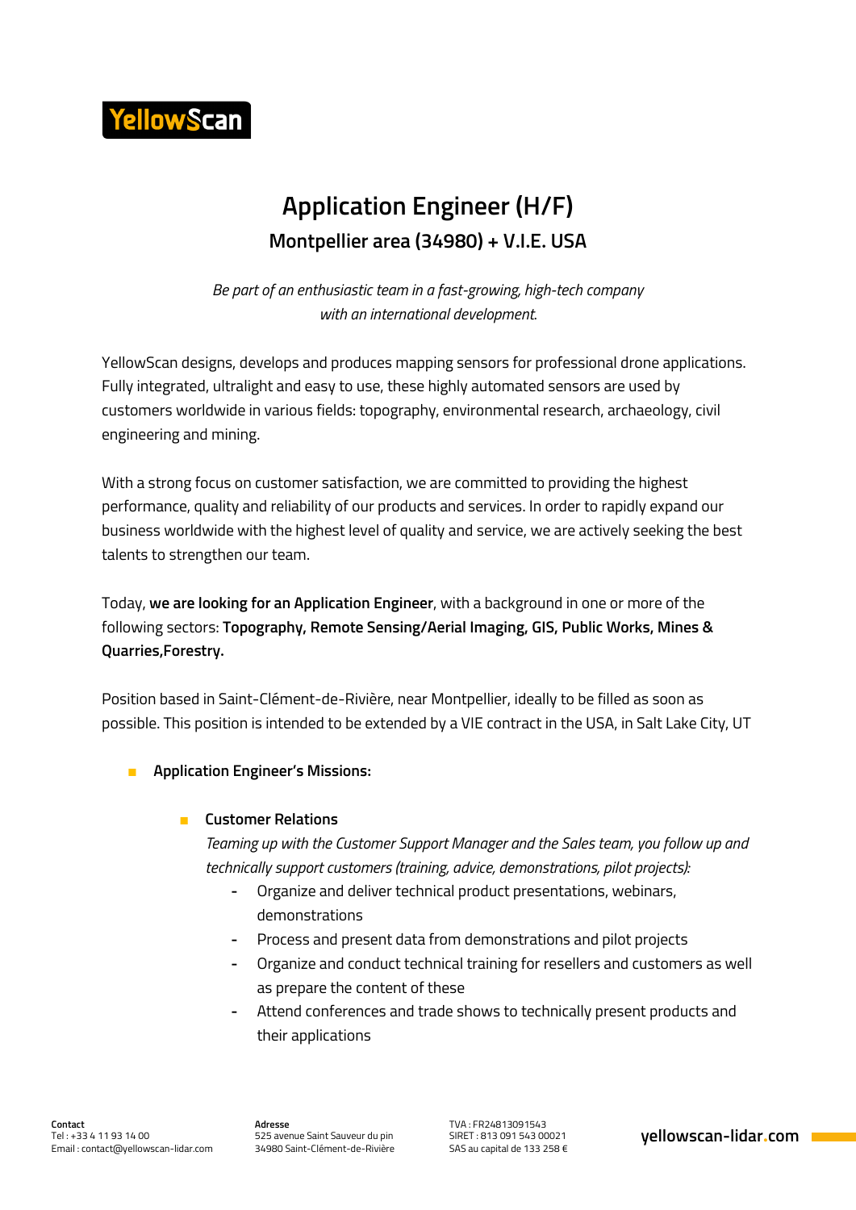# Application Engineer (H/F)

## Montpellier area (34980) + V.I.E. USA

*Be part of an enthusiastic team in a fast-growing, high-tech company with an international development.*

YellowScan designs, develops and produces mapping sensors for professional drone applications. Fully integrated, ultralight and easy to use, these highly automated sensors are used by customers worldwide in various fields: topography, environmental research, archaeology, civil engineering and mining.

With a strong focus on customer satisfaction, we are committed to providing the highest performance, quality and reliability of our products and services. In order to rapidly expand our business worldwide with the highest level of quality and service, we are actively seeking the best talents to strengthen our team.

Today, **we are looking for an Application Engineer**, with a background in one or more of the following sectors: **Topography, Remote Sensing/Aerial Imaging, GIS, Public Works, Mines & Quarries,Forestry.**

Position based in Saint-Clément-de-Rivière, near Montpellier, ideally to be filled as soon as possible. This position is intended to be extended by a VIE contract in the USA, in Salt Lake City, UT

- **Application Engineer's Missions:**
  - **Customer Relations**

    *Teaming up with the Customer Support Manager and the Sales team, you follow up and technically support customers (training, advice, demonstrations, pilot projects):*
    - Organize and deliver technical product presentations, webinars, demonstrations
    - Process and present data from demonstrations and pilot projects
    - Organize and conduct technical training for resellers and customers as well as prepare the content of these
    - Attend conferences and trade shows to technically present products and their applications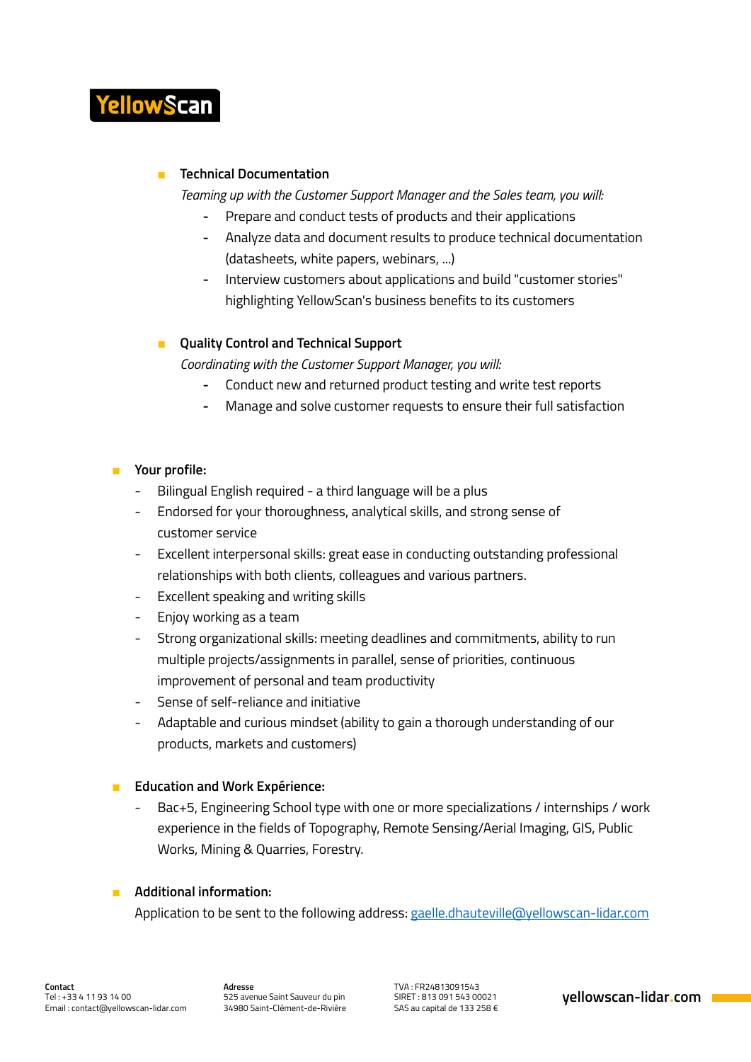- **Technical Documentation**

  *Teaming up with the Customer Support Manager and the Sales team, you will:*

  - Prepare and conduct tests of products and their applications
  - Analyze data and document results to produce technical documentation (datasheets, white papers, webinars, ...)
  - Interview customers about applications and build "customer stories" highlighting YellowScan's business benefits to its customers

- **Quality Control and Technical Support**

  *Coordinating with the Customer Support Manager, you will:*

  - Conduct new and returned product testing and write test reports
  - Manage and solve customer requests to ensure their full satisfaction

## Your profile:

- Bilingual English required - a third language will be a plus
- Endorsed for your thoroughness, analytical skills, and strong sense of customer service
- Excellent interpersonal skills: great ease in conducting outstanding professional relationships with both clients, colleagues and various partners.
- Excellent speaking and writing skills
- Enjoy working as a team
- Strong organizational skills: meeting deadlines and commitments, ability to run multiple projects/assignments in parallel, sense of priorities, continuous improvement of personal and team productivity
- Sense of self-reliance and initiative
- Adaptable and curious mindset (ability to gain a thorough understanding of our products, markets and customers)

## Education and Work Expérience:

- Bac+5, Engineering School type with one or more specializations / internships / work experience in the fields of Topography, Remote Sensing/Aerial Imaging, GIS, Public Works, Mining & Quarries, Forestry.

## Additional information:

Application to be sent to the following address: gaelle.dhauteville@yellowscan-lidar.com